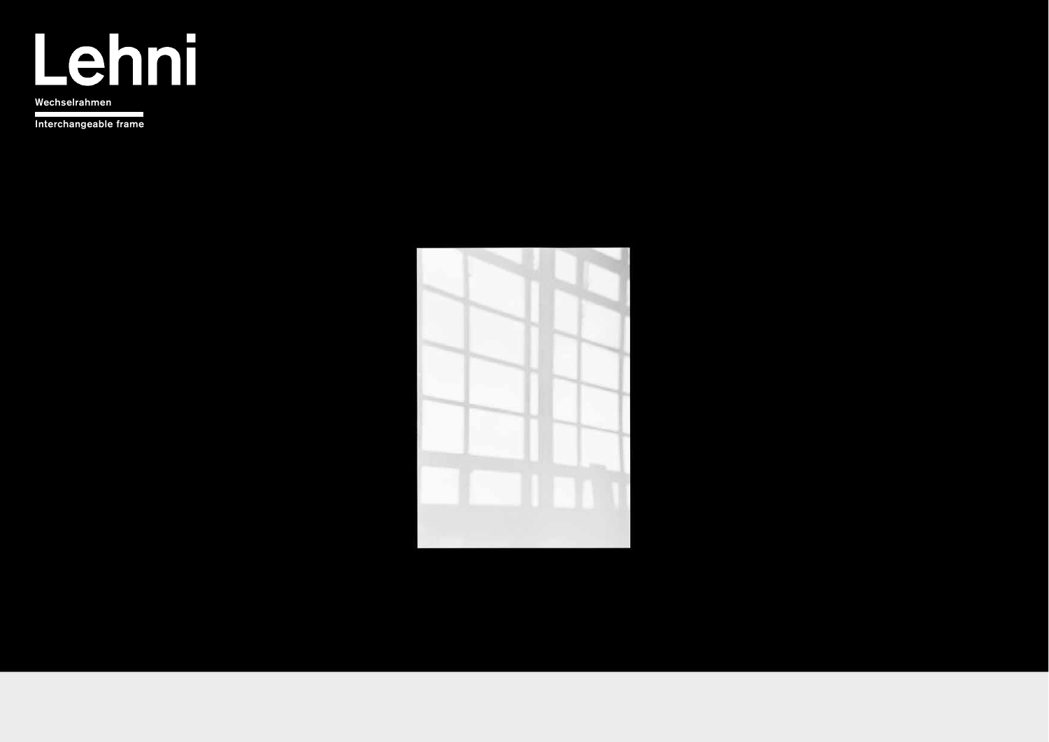# Lehni

**Wechselrahmen**

**Interchangeable frame**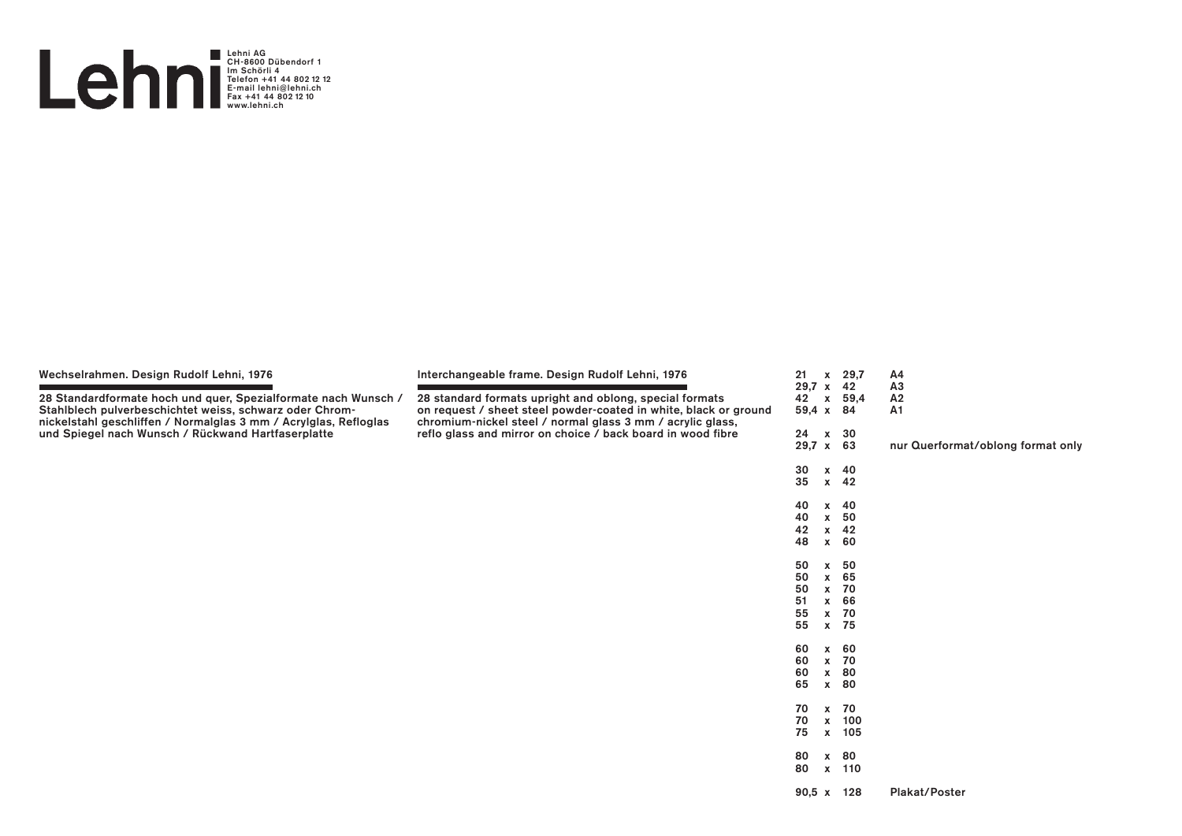# Lehni

Lehni AG
CH-8600 Dübendorf 1
Im Schörli 4
Telefon +41 44 802 12 12
E-mail lehni@lehni.ch
Fax +41 44 802 12 10
www.lehni.ch

## Wechselrahmen. Design Rudolf Lehni, 1976

28 Standardformate hoch und quer, Spezialformate nach Wunsch / Stahlblech pulverbeschichtet weiss, schwarz oder Chromnickelstahl geschliffen / Normalglas 3 mm / Acrylglas, Refloglas und Spiegel nach Wunsch / Rückwand Hartfaserplatte

## Interchangeable frame. Design Rudolf Lehni, 1976

28 standard formats upright and oblong, special formats on request / sheet steel powder-coated in white, black or ground chromium-nickel steel / normal glass 3 mm / acrylic glass, reflo glass and mirror on choice / back board in wood fibre

| | | | |
|---|---|---|---|
| 21 | x | 29,7 | A4 |
| 29,7 | x | 42 | A3 |
| 42 | x | 59,4 | A2 |
| 59,4 | x | 84 | A1 |
| 24 | x | 30 | |
| 29,7 | x | 63 | nur Querformat/oblong format only |
| 30 | x | 40 | |
| 35 | x | 42 | |
| 40 | x | 40 | |
| 40 | x | 50 | |
| 42 | x | 42 | |
| 48 | x | 60 | |
| 50 | x | 50 | |
| 50 | x | 65 | |
| 50 | x | 70 | |
| 51 | x | 66 | |
| 55 | x | 70 | |
| 55 | x | 75 | |
| 60 | x | 60 | |
| 60 | x | 70 | |
| 60 | x | 80 | |
| 65 | x | 80 | |
| 70 | x | 70 | |
| 70 | x | 100 | |
| 75 | x | 105 | |
| 80 | x | 80 | |
| 80 | x | 110 | |
| 90,5 | x | 128 | Plakat/Poster |